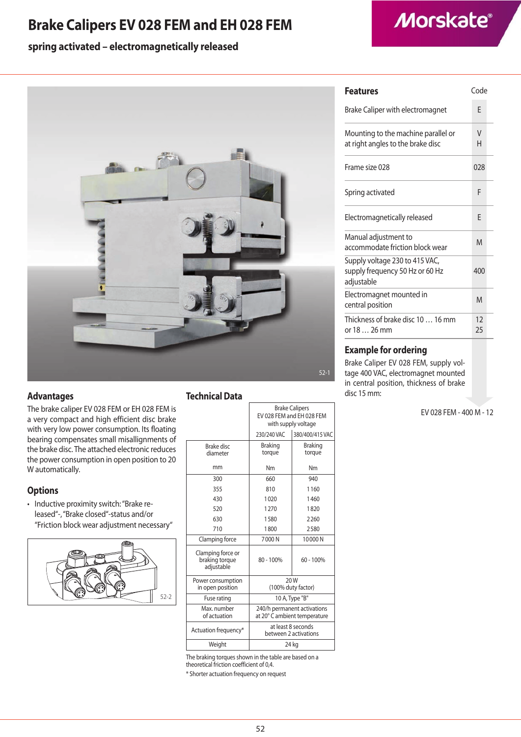# Brake Calipers EV 028 FEM and EH 028 FEM

## spring activated – electromagnetically released

52-1

## Features

| Features | Code |
|---|---|
| Brake Caliper with electromagnet | E |
| Mounting to the machine parallel or at right angles to the brake disc | V<br>H |
| Frame size 028 | 028 |
| Spring activated | F |
| Electromagnetically released | E |
| Manual adjustment to accommodate friction block wear | M |
| Supply voltage 230 to 415 VAC, supply frequency 50 Hz or 60 Hz adjustable | 400 |
| Electromagnet mounted in central position | M |
| Thickness of brake disc 10 … 16 mm or 18 … 26 mm | 12<br>25 |

## Example for ordering

Brake Caliper EV 028 FEM, supply voltage 400 VAC, electromagnet mounted in central position, thickness of brake disc 15 mm:

EV 028 FEM - 400 M - 12

## Advantages

The brake caliper EV 028 FEM or EH 028 FEM is a very compact and high efficient disc brake with very low power consumption. Its floating bearing compensates small misallignments of the brake disc. The attached electronic reduces the power consumption in open position to 20 W automatically.

## Options

- Inductive proximity switch: "Brake released"-, "Brake closed"-status and/or "Friction block wear adjustment necessary"

52-2

## Technical Data

| | Brake Calipers EV 028 FEM and EH 028 FEM with supply voltage | |
|---|---|---|
| | 230/240 VAC | 380/400/415 VAC |
| Brake disc diameter<br>mm | Braking torque<br>Nm | Braking torque<br>Nm |
| 300 | 660 | 940 |
| 355 | 810 | 1160 |
| 430 | 1020 | 1460 |
| 520 | 1270 | 1820 |
| 630 | 1580 | 2260 |
| 710 | 1800 | 2580 |
| Clamping force | 7000 N | 10000 N |
| Clamping force or braking torque adjustable | 80 - 100% | 60 - 100% |
| Power consumption in open position | 20 W (100% duty factor) | |
| Fuse rating | 10 A, Type "B" | |
| Max. number of actuation | 240/h permanent activations at 20° C ambient temperature | |
| Actuation frequency* | at least 8 seconds between 2 activations | |
| Weight | 24 kg | |

The braking torques shown in the table are based on a theoretical friction coefficient of 0,4.

\* Shorter actuation frequency on request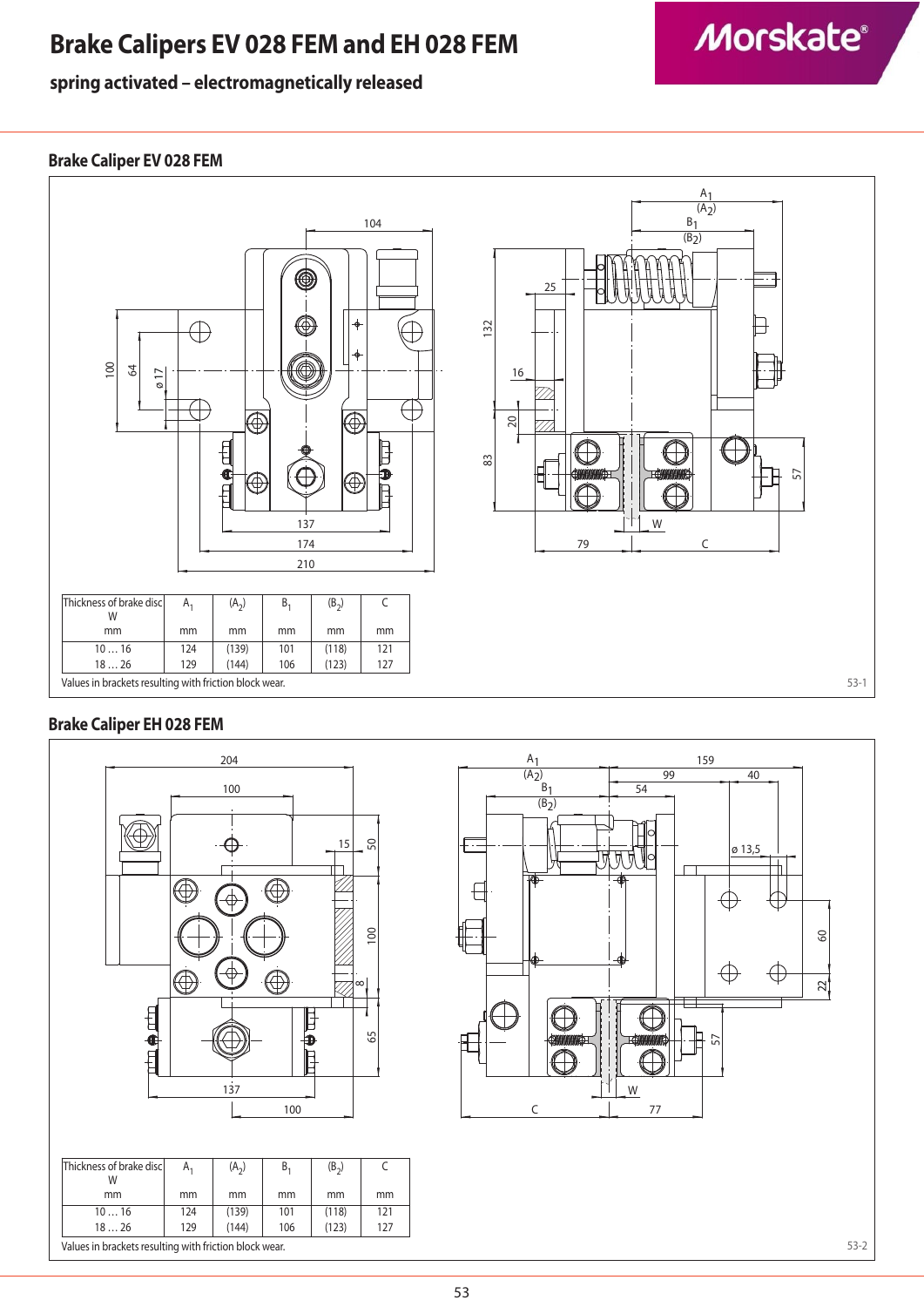# Brake Calipers EV 028 FEM and EH 028 FEM

**spring activated – electromagnetically released**

## Brake Caliper EV 028 FEM

| Thickness of brake disc W mm | $A_1$ mm | $(A_2)$ mm | $B_1$ mm | $(B_2)$ mm | C mm |
|---|---|---|---|---|---|
| 10 … 16 | 124 | (139) | 101 | (118) | 121 |
| 18 … 26 | 129 | (144) | 106 | (123) | 127 |

Values in brackets resulting with friction block wear.

53-1

## Brake Caliper EH 028 FEM

| Thickness of brake disc W mm | $A_1$ mm | $(A_2)$ mm | $B_1$ mm | $(B_2)$ mm | C mm |
|---|---|---|---|---|---|
| 10 … 16 | 124 | (139) | 101 | (118) | 121 |
| 18 … 26 | 129 | (144) | 106 | (123) | 127 |

Values in brackets resulting with friction block wear.

53-2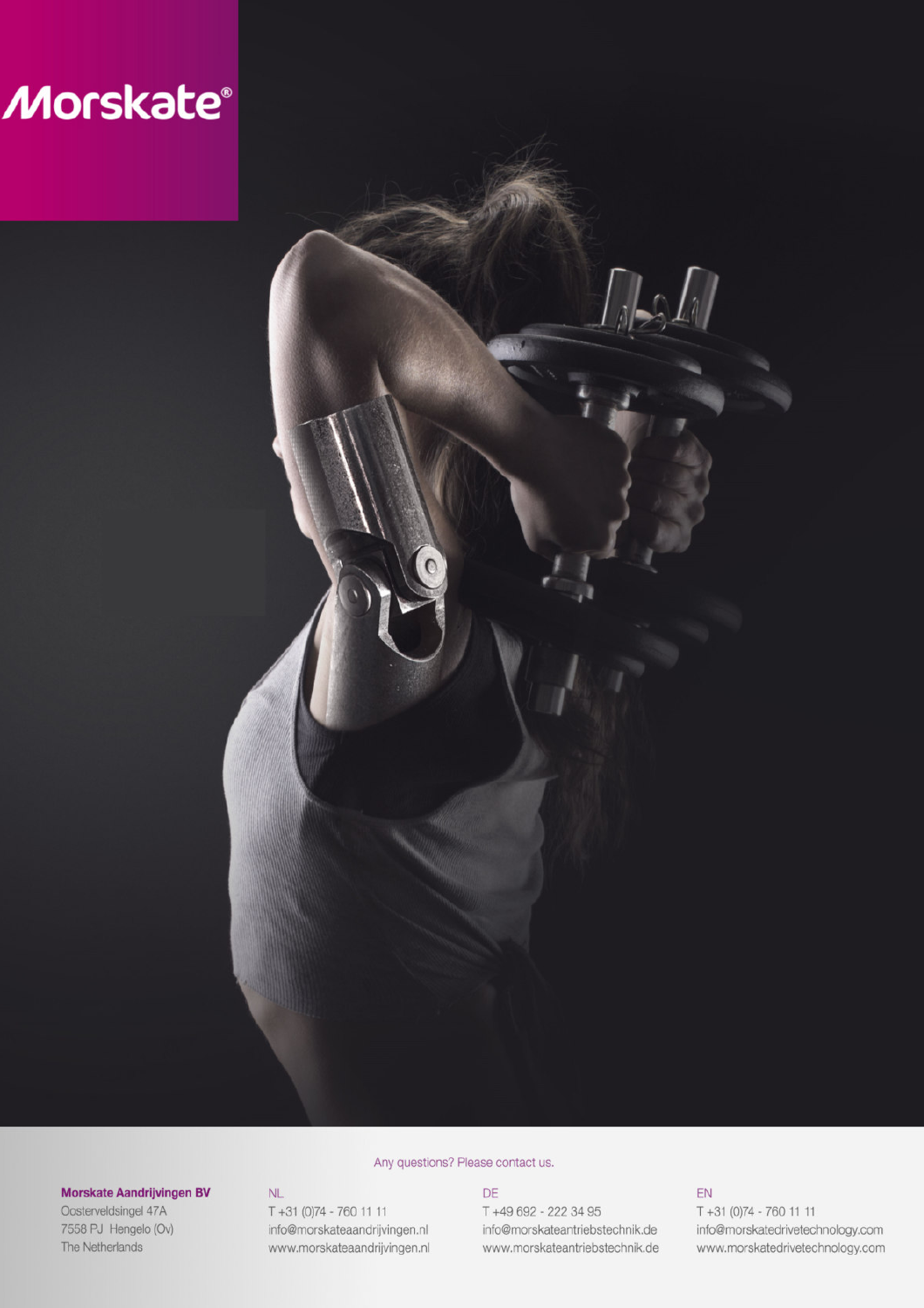Morskate®

Any questions? Please contact us.

**Morskate Aandrijvingen BV**
Oosterveldsingel 47A
7558 PJ Hengelo (Ov)
The Netherlands

NL
T +31 (0)74 - 760 11 11
info@morskateaandrijvingen.nl
www.morskateaandrijvingen.nl

DE
T +49 692 - 222 34 95
info@morskateantriebstechnik.de
www.morskateantriebstechnik.de

EN
T +31 (0)74 - 760 11 11
info@morskatedrivetechnology.com
www.morskatedrivetechnology.com